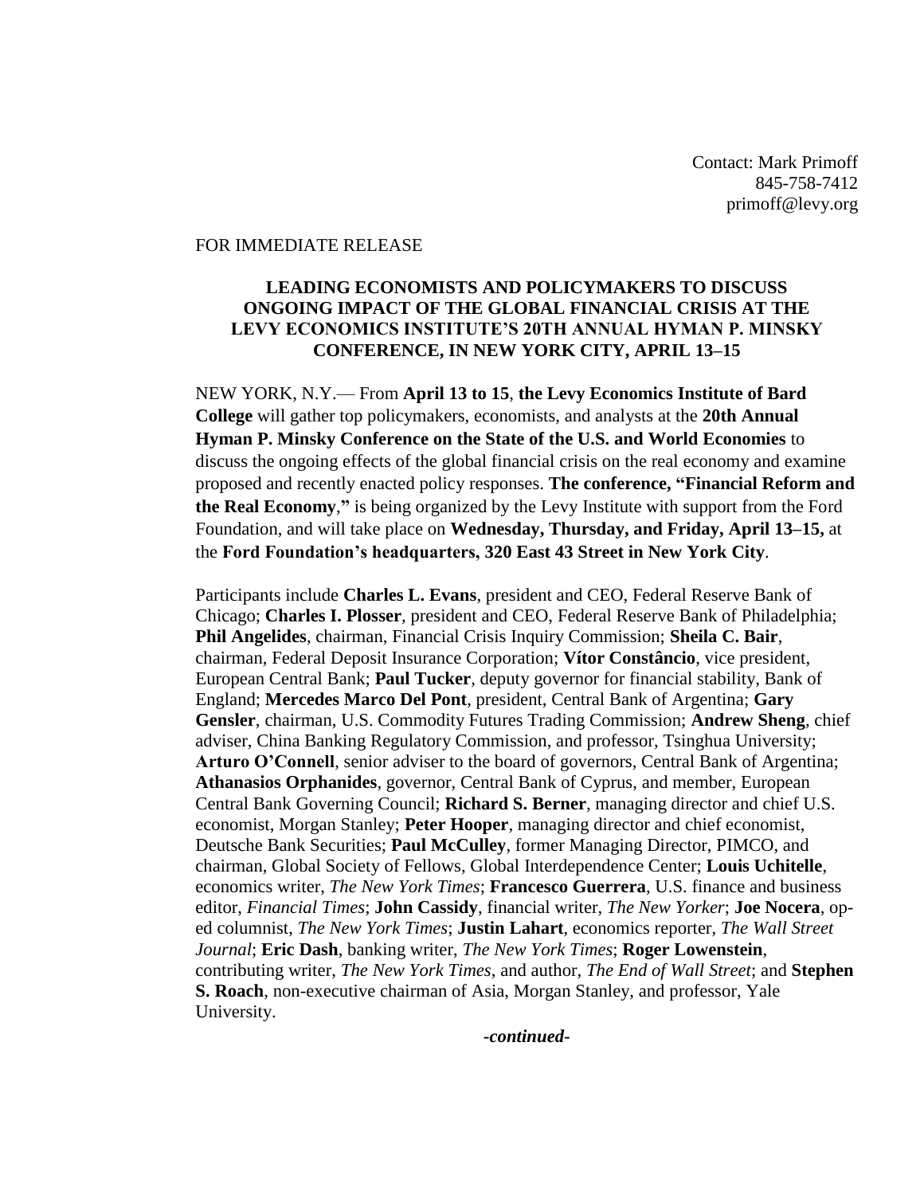Contact: Mark Primoff
845-758-7412
primoff@levy.org

FOR IMMEDIATE RELEASE

**LEADING ECONOMISTS AND POLICYMAKERS TO DISCUSS ONGOING IMPACT OF THE GLOBAL FINANCIAL CRISIS AT THE LEVY ECONOMICS INSTITUTE'S 20TH ANNUAL HYMAN P. MINSKY CONFERENCE, IN NEW YORK CITY, APRIL 13–15**

NEW YORK, N.Y.— From **April 13 to 15**, **the Levy Economics Institute of Bard College** will gather top policymakers, economists, and analysts at the **20th Annual Hyman P. Minsky Conference on the State of the U.S. and World Economies** to discuss the ongoing effects of the global financial crisis on the real economy and examine proposed and recently enacted policy responses. **The conference, "Financial Reform and the Real Economy**,**"** is being organized by the Levy Institute with support from the Ford Foundation, and will take place on **Wednesday, Thursday, and Friday, April 13–15,** at the **Ford Foundation's headquarters, 320 East 43 Street in New York City**.

Participants include **Charles L. Evans**, president and CEO, Federal Reserve Bank of Chicago; **Charles I. Plosser**, president and CEO, Federal Reserve Bank of Philadelphia; **Phil Angelides**, chairman, Financial Crisis Inquiry Commission; **Sheila C. Bair**, chairman, Federal Deposit Insurance Corporation; **Vítor Constâncio**, vice president, European Central Bank; **Paul Tucker**, deputy governor for financial stability, Bank of England; **Mercedes Marco Del Pont**, president, Central Bank of Argentina; **Gary Gensler**, chairman, U.S. Commodity Futures Trading Commission; **Andrew Sheng**, chief adviser, China Banking Regulatory Commission, and professor, Tsinghua University; **Arturo O'Connell**, senior adviser to the board of governors, Central Bank of Argentina; **Athanasios Orphanides**, governor, Central Bank of Cyprus, and member, European Central Bank Governing Council; **Richard S. Berner**, managing director and chief U.S. economist, Morgan Stanley; **Peter Hooper**, managing director and chief economist, Deutsche Bank Securities; **Paul McCulley**, former Managing Director, PIMCO, and chairman, Global Society of Fellows, Global Interdependence Center; **Louis Uchitelle**, economics writer, *The New York Times*; **Francesco Guerrera**, U.S. finance and business editor, *Financial Times*; **John Cassidy**, financial writer, *The New Yorker*; **Joe Nocera**, op-ed columnist, *The New York Times*; **Justin Lahart**, economics reporter, *The Wall Street Journal*; **Eric Dash**, banking writer, *The New York Times*; **Roger Lowenstein**, contributing writer, *The New York Times*, and author, *The End of Wall Street*; and **Stephen S. Roach**, non-executive chairman of Asia, Morgan Stanley, and professor, Yale University.

***-continued-***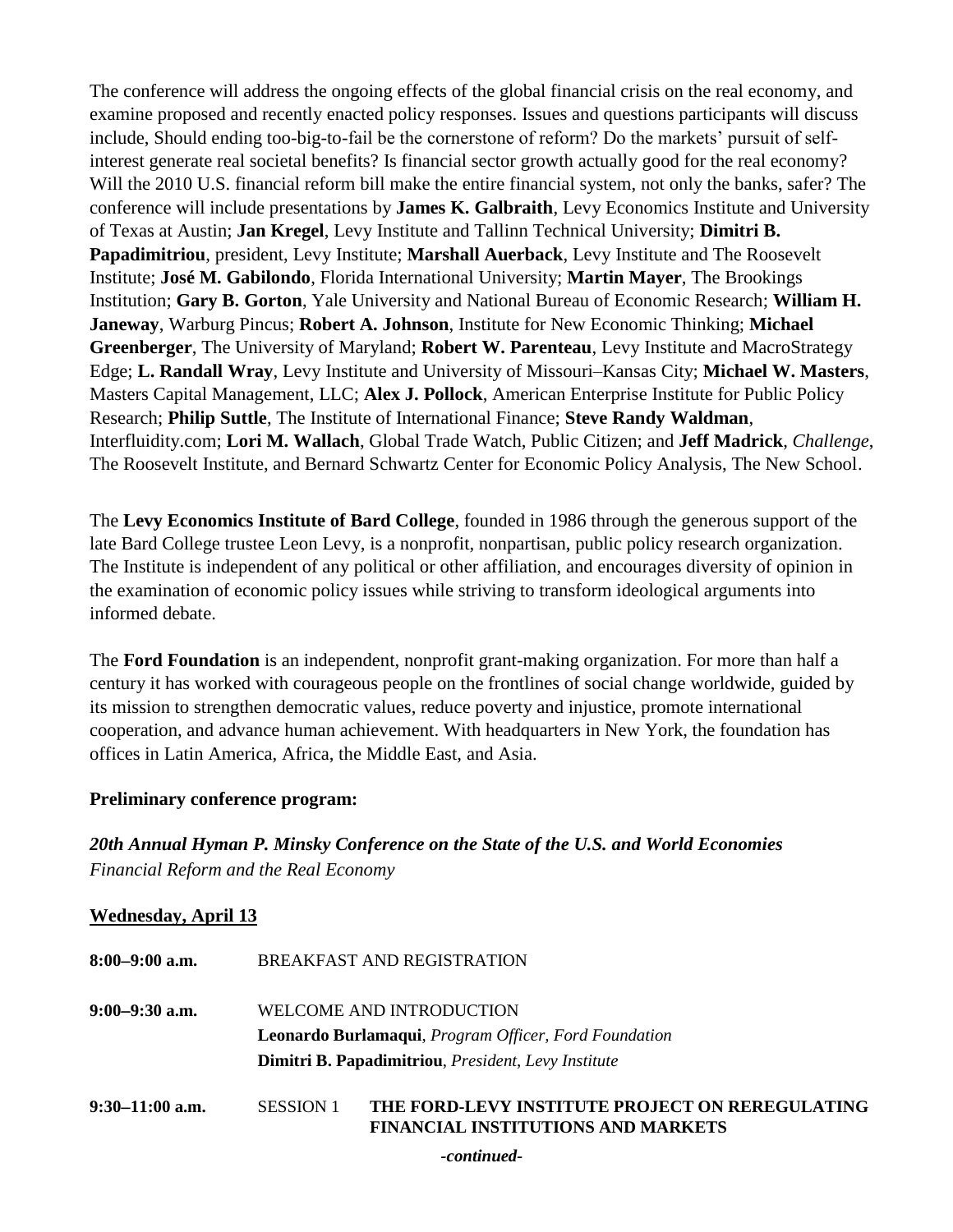The conference will address the ongoing effects of the global financial crisis on the real economy, and examine proposed and recently enacted policy responses. Issues and questions participants will discuss include, Should ending too-big-to-fail be the cornerstone of reform? Do the markets' pursuit of self-interest generate real societal benefits? Is financial sector growth actually good for the real economy? Will the 2010 U.S. financial reform bill make the entire financial system, not only the banks, safer? The conference will include presentations by **James K. Galbraith**, Levy Economics Institute and University of Texas at Austin; **Jan Kregel**, Levy Institute and Tallinn Technical University; **Dimitri B. Papadimitriou**, president, Levy Institute; **Marshall Auerback**, Levy Institute and The Roosevelt Institute; **José M. Gabilondo**, Florida International University; **Martin Mayer**, The Brookings Institution; **Gary B. Gorton**, Yale University and National Bureau of Economic Research; **William H. Janeway**, Warburg Pincus; **Robert A. Johnson**, Institute for New Economic Thinking; **Michael Greenberger**, The University of Maryland; **Robert W. Parenteau**, Levy Institute and MacroStrategy Edge; **L. Randall Wray**, Levy Institute and University of Missouri–Kansas City; **Michael W. Masters**, Masters Capital Management, LLC; **Alex J. Pollock**, American Enterprise Institute for Public Policy Research; **Philip Suttle**, The Institute of International Finance; **Steve Randy Waldman**, Interfluidity.com; **Lori M. Wallach**, Global Trade Watch, Public Citizen; and **Jeff Madrick**, *Challenge*, The Roosevelt Institute, and Bernard Schwartz Center for Economic Policy Analysis, The New School.

The **Levy Economics Institute of Bard College**, founded in 1986 through the generous support of the late Bard College trustee Leon Levy, is a nonprofit, nonpartisan, public policy research organization. The Institute is independent of any political or other affiliation, and encourages diversity of opinion in the examination of economic policy issues while striving to transform ideological arguments into informed debate.

The **Ford Foundation** is an independent, nonprofit grant-making organization. For more than half a century it has worked with courageous people on the frontlines of social change worldwide, guided by its mission to strengthen democratic values, reduce poverty and injustice, promote international cooperation, and advance human achievement. With headquarters in New York, the foundation has offices in Latin America, Africa, the Middle East, and Asia.

**Preliminary conference program:**

***20th Annual Hyman P. Minsky Conference on the State of the U.S. and World Economies***
*Financial Reform and the Real Economy*

**Wednesday, April 13**

**8:00–9:00 a.m.** BREAKFAST AND REGISTRATION

**9:00–9:30 a.m.** WELCOME AND INTRODUCTION
**Leonardo Burlamaqui**, *Program Officer, Ford Foundation*
**Dimitri B. Papadimitriou**, *President, Levy Institute*

**9:30–11:00 a.m.** SESSION 1 **THE FORD-LEVY INSTITUTE PROJECT ON REREGULATING FINANCIAL INSTITUTIONS AND MARKETS**

***-continued-***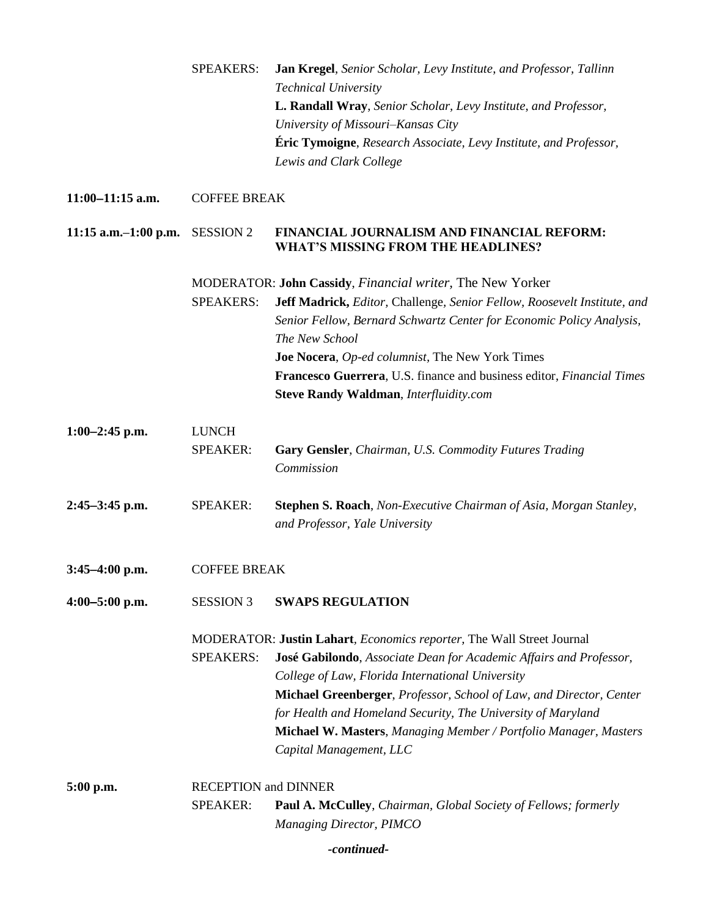SPEAKERS: **Jan Kregel**, *Senior Scholar, Levy Institute, and Professor, Tallinn Technical University*
**L. Randall Wray**, *Senior Scholar, Levy Institute, and Professor, University of Missouri–Kansas City*
**Éric Tymoigne**, *Research Associate, Levy Institute, and Professor, Lewis and Clark College*

**11:00–11:15 a.m.** COFFEE BREAK

**11:15 a.m.–1:00 p.m.** SESSION 2 **FINANCIAL JOURNALISM AND FINANCIAL REFORM: WHAT'S MISSING FROM THE HEADLINES?**

MODERATOR: **John Cassidy**, *Financial writer*, The New Yorker

SPEAKERS: **Jeff Madrick,** *Editor,* Challenge, *Senior Fellow, Roosevelt Institute, and Senior Fellow, Bernard Schwartz Center for Economic Policy Analysis, The New School*
**Joe Nocera**, *Op-ed columnist,* The New York Times
**Francesco Guerrera**, U.S. finance and business editor, *Financial Times*
**Steve Randy Waldman**, *Interfluidity.com*

**1:00–2:45 p.m.** LUNCH

SPEAKER: **Gary Gensler**, *Chairman, U.S. Commodity Futures Trading Commission*

**2:45–3:45 p.m.** SPEAKER: **Stephen S. Roach**, *Non-Executive Chairman of Asia, Morgan Stanley, and Professor, Yale University*

**3:45–4:00 p.m.** COFFEE BREAK

**4:00–5:00 p.m.** SESSION 3 **SWAPS REGULATION**

MODERATOR: **Justin Lahart**, *Economics reporter,* The Wall Street Journal

SPEAKERS: **José Gabilondo**, *Associate Dean for Academic Affairs and Professor, College of Law, Florida International University*
**Michael Greenberger**, *Professor, School of Law, and Director, Center for Health and Homeland Security, The University of Maryland*
**Michael W. Masters**, *Managing Member / Portfolio Manager, Masters Capital Management, LLC*

**5:00 p.m.** RECEPTION and DINNER

SPEAKER: **Paul A. McCulley**, *Chairman, Global Society of Fellows; formerly Managing Director, PIMCO*

***-continued-***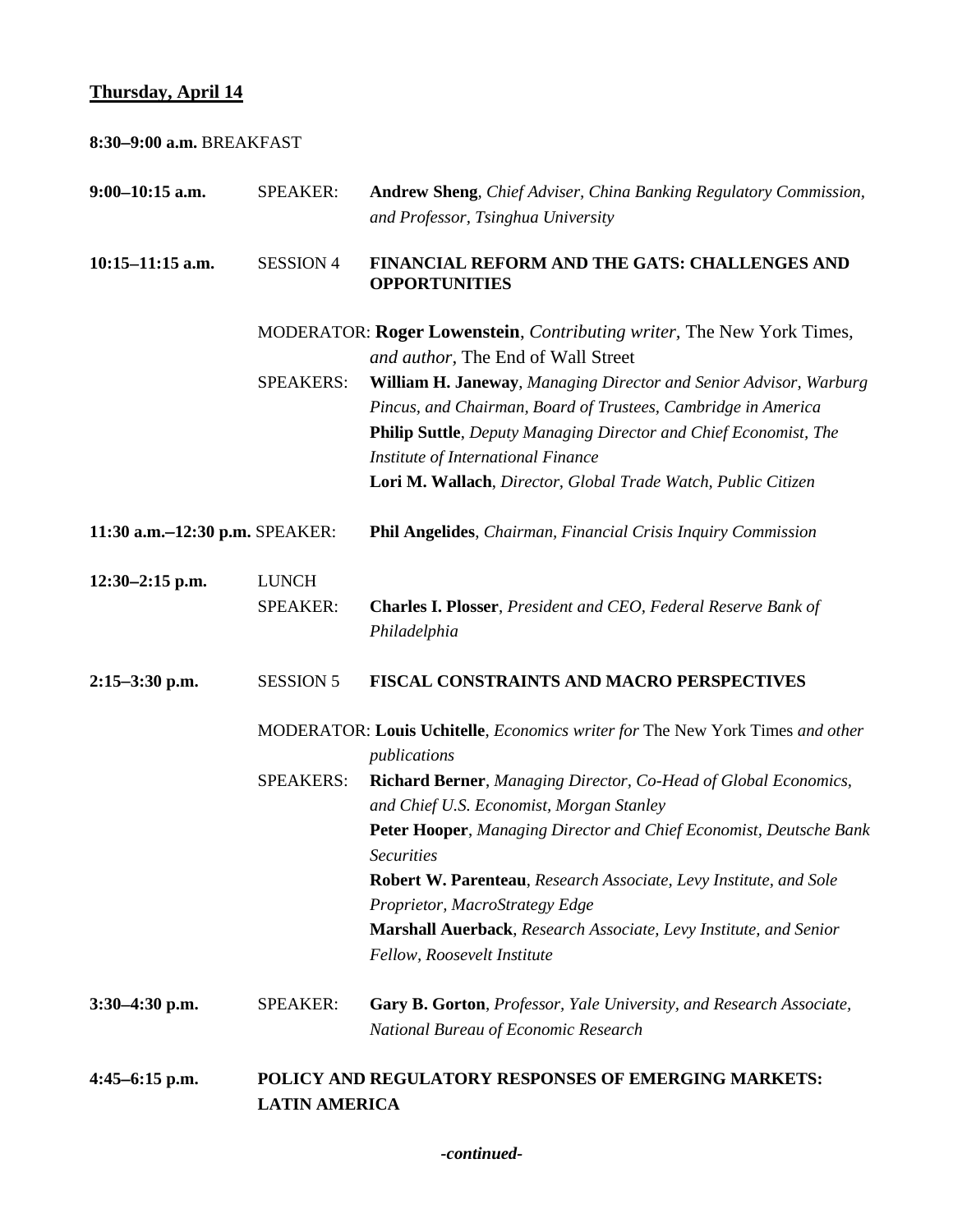**<u>Thursday, April 14</u>**

**8:30–9:00 a.m.** BREAKFAST

**9:00–10:15 a.m.** SPEAKER: **Andrew Sheng**, *Chief Adviser, China Banking Regulatory Commission, and Professor, Tsinghua University*

**10:15–11:15 a.m.** SESSION 4 **FINANCIAL REFORM AND THE GATS: CHALLENGES AND OPPORTUNITIES**

MODERATOR: **Roger Lowenstein**, *Contributing writer,* The New York Times, *and author,* The End of Wall Street

SPEAKERS:
**William H. Janeway**, *Managing Director and Senior Advisor, Warburg Pincus, and Chairman, Board of Trustees, Cambridge in America*
**Philip Suttle**, *Deputy Managing Director and Chief Economist, The Institute of International Finance*
**Lori M. Wallach**, *Director, Global Trade Watch, Public Citizen*

**11:30 a.m.–12:30 p.m.** SPEAKER: **Phil Angelides**, *Chairman, Financial Crisis Inquiry Commission*

**12:30–2:15 p.m.** LUNCH
SPEAKER: **Charles I. Plosser**, *President and CEO, Federal Reserve Bank of Philadelphia*

**2:15–3:30 p.m.** SESSION 5 **FISCAL CONSTRAINTS AND MACRO PERSPECTIVES**

MODERATOR: **Louis Uchitelle**, *Economics writer for* The New York Times *and other publications*

SPEAKERS:
**Richard Berner**, *Managing Director, Co-Head of Global Economics, and Chief U.S. Economist, Morgan Stanley*
**Peter Hooper**, *Managing Director and Chief Economist, Deutsche Bank Securities*
**Robert W. Parenteau**, *Research Associate, Levy Institute, and Sole Proprietor, MacroStrategy Edge*
**Marshall Auerback**, *Research Associate, Levy Institute, and Senior Fellow, Roosevelt Institute*

**3:30–4:30 p.m.** SPEAKER: **Gary B. Gorton**, *Professor, Yale University, and Research Associate, National Bureau of Economic Research*

**4:45–6:15 p.m.** **POLICY AND REGULATORY RESPONSES OF EMERGING MARKETS: LATIN AMERICA**

***-continued-***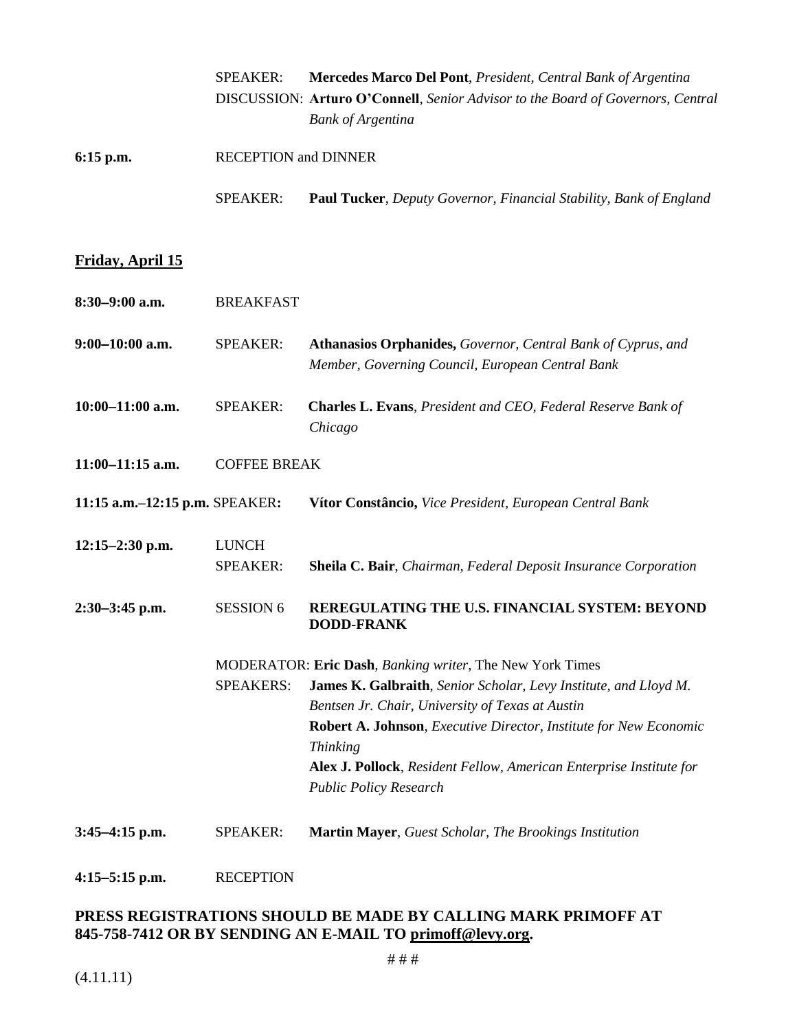SPEAKER: **Mercedes Marco Del Pont**, *President, Central Bank of Argentina*
DISCUSSION: **Arturo O'Connell**, *Senior Advisor to the Board of Governors, Central Bank of Argentina*

**6:15 p.m.** RECEPTION and DINNER

SPEAKER: **Paul Tucker**, *Deputy Governor, Financial Stability, Bank of England*

## Friday, April 15

**8:30–9:00 a.m.** BREAKFAST

**9:00–10:00 a.m.** SPEAKER: **Athanasios Orphanides,** *Governor, Central Bank of Cyprus, and Member, Governing Council, European Central Bank*

**10:00–11:00 a.m.** SPEAKER: **Charles L. Evans**, *President and CEO, Federal Reserve Bank of Chicago*

**11:00–11:15 a.m.** COFFEE BREAK

**11:15 a.m.–12:15 p.m.** SPEAKER**:** **Vítor Constâncio,** *Vice President, European Central Bank*

**12:15–2:30 p.m.** LUNCH
SPEAKER: **Sheila C. Bair**, *Chairman, Federal Deposit Insurance Corporation*

**2:30–3:45 p.m.** SESSION 6 **REREGULATING THE U.S. FINANCIAL SYSTEM: BEYOND DODD-FRANK**

MODERATOR: **Eric Dash**, *Banking writer,* The New York Times
SPEAKERS: **James K. Galbraith**, *Senior Scholar, Levy Institute, and Lloyd M. Bentsen Jr. Chair, University of Texas at Austin*
**Robert A. Johnson**, *Executive Director, Institute for New Economic Thinking*
**Alex J. Pollock**, *Resident Fellow, American Enterprise Institute for Public Policy Research*

**3:45–4:15 p.m.** SPEAKER: **Martin Mayer**, *Guest Scholar, The Brookings Institution*

**4:15–5:15 p.m.** RECEPTION

**PRESS REGISTRATIONS SHOULD BE MADE BY CALLING MARK PRIMOFF AT 845-758-7412 OR BY SENDING AN E-MAIL TO primoff@levy.org.**

# # #

(4.11.11)